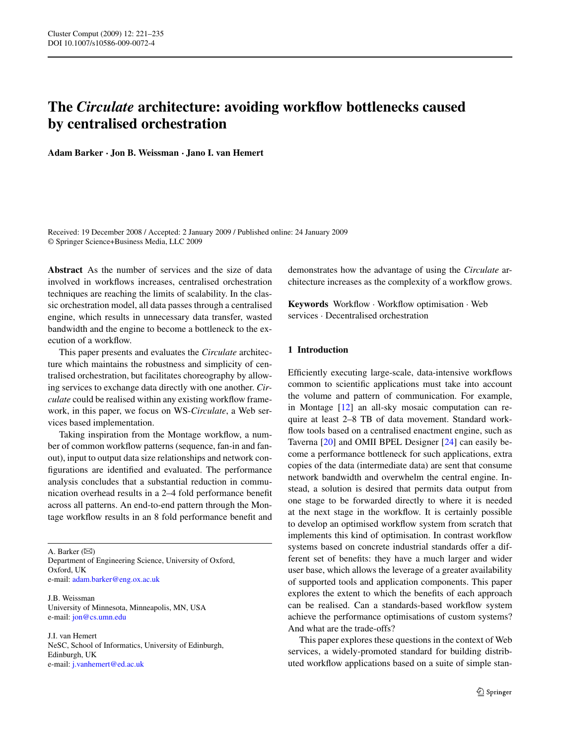# The *Circulate* architecture: avoiding workflow bottlenecks caused by centralised orchestration

**Adam Barker · Jon B. Weissman · Jano I. van Hemert**

Received: 19 December 2008 / Accepted: 2 January 2009 / Published online: 24 January 2009
© Springer Science+Business Media, LLC 2009

**Abstract** As the number of services and the size of data involved in workflows increases, centralised orchestration techniques are reaching the limits of scalability. In the classic orchestration model, all data passes through a centralised engine, which results in unnecessary data transfer, wasted bandwidth and the engine to become a bottleneck to the execution of a workflow.

This paper presents and evaluates the *Circulate* architecture which maintains the robustness and simplicity of centralised orchestration, but facilitates choreography by allowing services to exchange data directly with one another. *Circulate* could be realised within any existing workflow framework, in this paper, we focus on WS-*Circulate*, a Web services based implementation.

Taking inspiration from the Montage workflow, a number of common workflow patterns (sequence, fan-in and fan-out), input to output data size relationships and network configurations are identified and evaluated. The performance analysis concludes that a substantial reduction in communication overhead results in a 2–4 fold performance benefit across all patterns. An end-to-end pattern through the Montage workflow results in an 8 fold performance benefit and demonstrates how the advantage of using the *Circulate* architecture increases as the complexity of a workflow grows.

**Keywords** Workflow · Workflow optimisation · Web services · Decentralised orchestration

A. Barker (✉)
Department of Engineering Science, University of Oxford, Oxford, UK
e-mail: adam.barker@eng.ox.ac.uk

J.B. Weissman
University of Minnesota, Minneapolis, MN, USA
e-mail: jon@cs.umn.edu

J.I. van Hemert
NeSC, School of Informatics, University of Edinburgh, Edinburgh, UK
e-mail: j.vanhemert@ed.ac.uk

## 1 Introduction

Efficiently executing large-scale, data-intensive workflows common to scientific applications must take into account the volume and pattern of communication. For example, in Montage [12] an all-sky mosaic computation can require at least 2–8 TB of data movement. Standard workflow tools based on a centralised enactment engine, such as Taverna [20] and OMII BPEL Designer [24] can easily become a performance bottleneck for such applications, extra copies of the data (intermediate data) are sent that consume network bandwidth and overwhelm the central engine. Instead, a solution is desired that permits data output from one stage to be forwarded directly to where it is needed at the next stage in the workflow. It is certainly possible to develop an optimised workflow system from scratch that implements this kind of optimisation. In contrast workflow systems based on concrete industrial standards offer a different set of benefits: they have a much larger and wider user base, which allows the leverage of a greater availability of supported tools and application components. This paper explores the extent to which the benefits of each approach can be realised. Can a standards-based workflow system achieve the performance optimisations of custom systems? And what are the trade-offs?

This paper explores these questions in the context of Web services, a widely-promoted standard for building distributed workflow applications based on a suite of simple stan-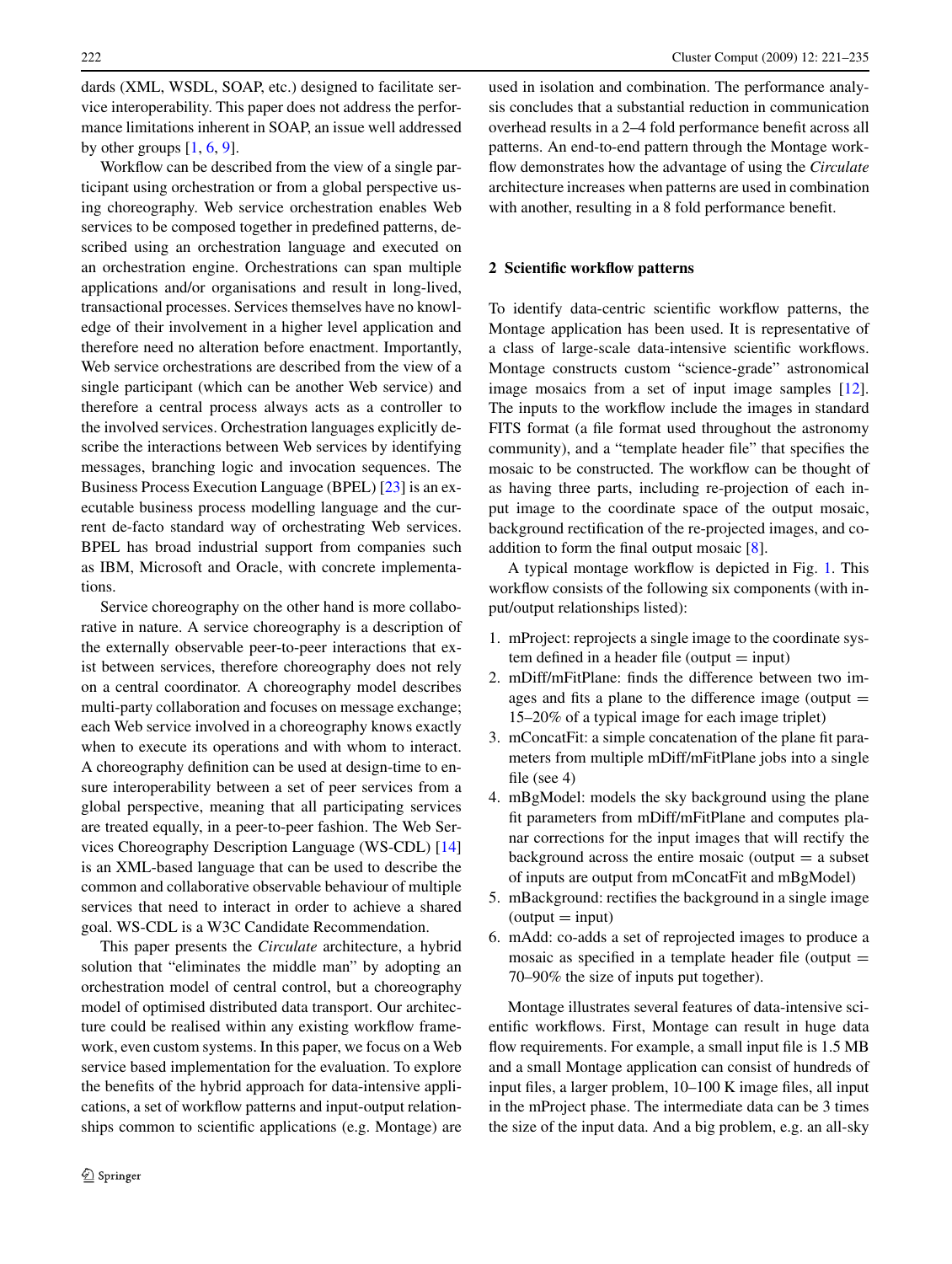dards (XML, WSDL, SOAP, etc.) designed to facilitate service interoperability. This paper does not address the performance limitations inherent in SOAP, an issue well addressed by other groups [1, 6, 9].

Workflow can be described from the view of a single participant using orchestration or from a global perspective using choreography. Web service orchestration enables Web services to be composed together in predefined patterns, described using an orchestration language and executed on an orchestration engine. Orchestrations can span multiple applications and/or organisations and result in long-lived, transactional processes. Services themselves have no knowledge of their involvement in a higher level application and therefore need no alteration before enactment. Importantly, Web service orchestrations are described from the view of a single participant (which can be another Web service) and therefore a central process always acts as a controller to the involved services. Orchestration languages explicitly describe the interactions between Web services by identifying messages, branching logic and invocation sequences. The Business Process Execution Language (BPEL) [23] is an executable business process modelling language and the current de-facto standard way of orchestrating Web services. BPEL has broad industrial support from companies such as IBM, Microsoft and Oracle, with concrete implementations.

Service choreography on the other hand is more collaborative in nature. A service choreography is a description of the externally observable peer-to-peer interactions that exist between services, therefore choreography does not rely on a central coordinator. A choreography model describes multi-party collaboration and focuses on message exchange; each Web service involved in a choreography knows exactly when to execute its operations and with whom to interact. A choreography definition can be used at design-time to ensure interoperability between a set of peer services from a global perspective, meaning that all participating services are treated equally, in a peer-to-peer fashion. The Web Services Choreography Description Language (WS-CDL) [14] is an XML-based language that can be used to describe the common and collaborative observable behaviour of multiple services that need to interact in order to achieve a shared goal. WS-CDL is a W3C Candidate Recommendation.

This paper presents the *Circulate* architecture, a hybrid solution that "eliminates the middle man" by adopting an orchestration model of central control, but a choreography model of optimised distributed data transport. Our architecture could be realised within any existing workflow framework, even custom systems. In this paper, we focus on a Web service based implementation for the evaluation. To explore the benefits of the hybrid approach for data-intensive applications, a set of workflow patterns and input-output relationships common to scientific applications (e.g. Montage) are used in isolation and combination. The performance analysis concludes that a substantial reduction in communication overhead results in a 2–4 fold performance benefit across all patterns. An end-to-end pattern through the Montage workflow demonstrates how the advantage of using the *Circulate* architecture increases when patterns are used in combination with another, resulting in a 8 fold performance benefit.

## 2 Scientific workflow patterns

To identify data-centric scientific workflow patterns, the Montage application has been used. It is representative of a class of large-scale data-intensive scientific workflows. Montage constructs custom "science-grade" astronomical image mosaics from a set of input image samples [12]. The inputs to the workflow include the images in standard FITS format (a file format used throughout the astronomy community), and a "template header file" that specifies the mosaic to be constructed. The workflow can be thought of as having three parts, including re-projection of each input image to the coordinate space of the output mosaic, background rectification of the re-projected images, and co-addition to form the final output mosaic [8].

A typical montage workflow is depicted in Fig. 1. This workflow consists of the following six components (with input/output relationships listed):

1. mProject: reprojects a single image to the coordinate system defined in a header file (output = input)
2. mDiff/mFitPlane: finds the difference between two images and fits a plane to the difference image (output = 15–20% of a typical image for each image triplet)
3. mConcatFit: a simple concatenation of the plane fit parameters from multiple mDiff/mFitPlane jobs into a single file (see 4)
4. mBgModel: models the sky background using the plane fit parameters from mDiff/mFitPlane and computes planar corrections for the input images that will rectify the background across the entire mosaic (output = a subset of inputs are output from mConcatFit and mBgModel)
5. mBackground: rectifies the background in a single image (output = input)
6. mAdd: co-adds a set of reprojected images to produce a mosaic as specified in a template header file (output = 70–90% the size of inputs put together).

Montage illustrates several features of data-intensive scientific workflows. First, Montage can result in huge data flow requirements. For example, a small input file is 1.5 MB and a small Montage application can consist of hundreds of input files, a larger problem, 10–100 K image files, all input in the mProject phase. The intermediate data can be 3 times the size of the input data. And a big problem, e.g. an all-sky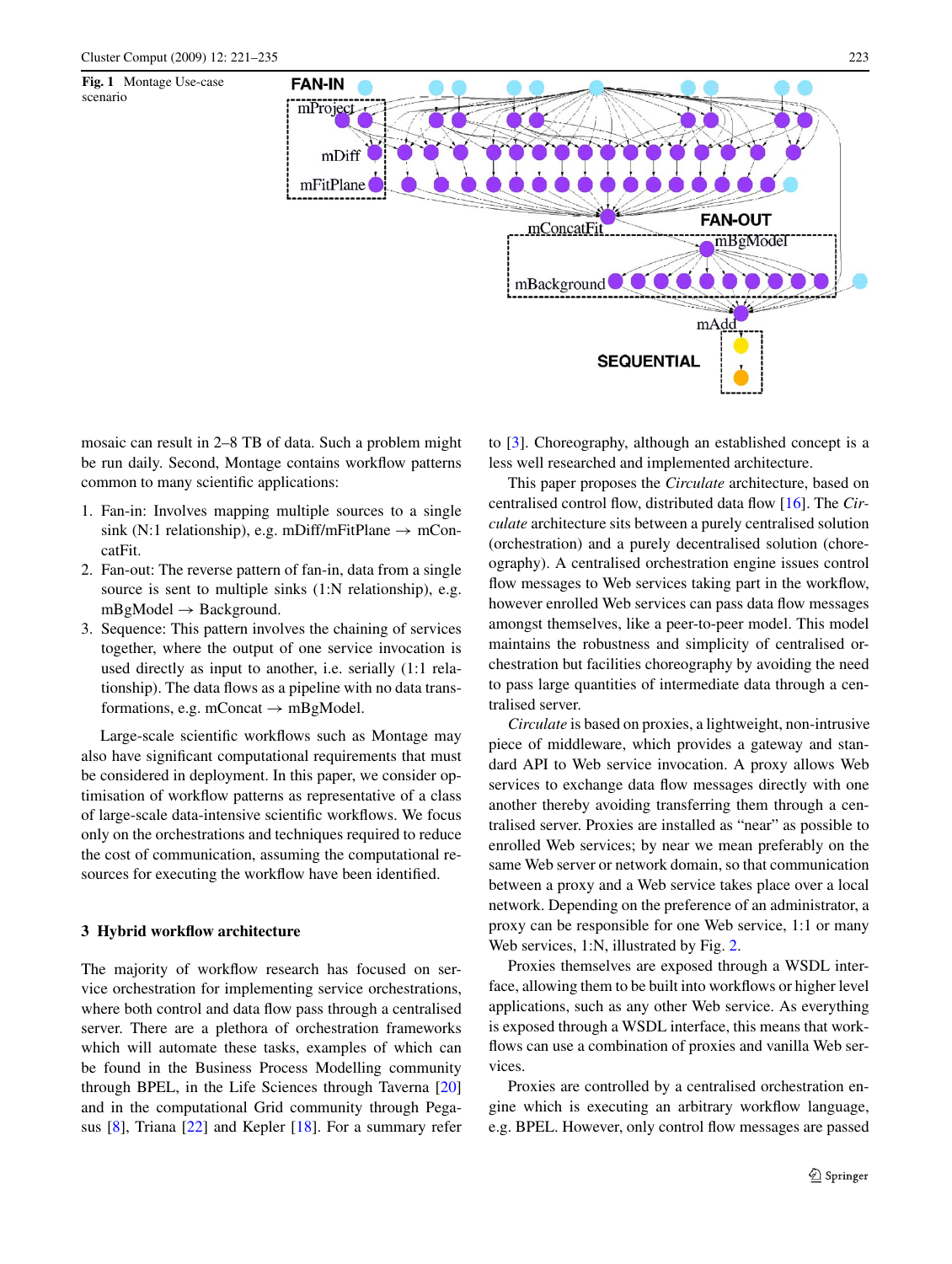**Fig. 1** Montage Use-case scenario

mosaic can result in 2–8 TB of data. Such a problem might be run daily. Second, Montage contains workflow patterns common to many scientific applications:

1. Fan-in: Involves mapping multiple sources to a single sink (N:1 relationship), e.g. mDiff/mFitPlane → mConcatFit.
2. Fan-out: The reverse pattern of fan-in, data from a single source is sent to multiple sinks (1:N relationship), e.g. mBgModel → Background.
3. Sequence: This pattern involves the chaining of services together, where the output of one service invocation is used directly as input to another, i.e. serially (1:1 relationship). The data flows as a pipeline with no data transformations, e.g. mConcat → mBgModel.

Large-scale scientific workflows such as Montage may also have significant computational requirements that must be considered in deployment. In this paper, we consider optimisation of workflow patterns as representative of a class of large-scale data-intensive scientific workflows. We focus only on the orchestrations and techniques required to reduce the cost of communication, assuming the computational resources for executing the workflow have been identified.

## 3 Hybrid workflow architecture

The majority of workflow research has focused on service orchestration for implementing service orchestrations, where both control and data flow pass through a centralised server. There are a plethora of orchestration frameworks which will automate these tasks, examples of which can be found in the Business Process Modelling community through BPEL, in the Life Sciences through Taverna [20] and in the computational Grid community through Pegasus [8], Triana [22] and Kepler [18]. For a summary refer to [3]. Choreography, although an established concept is a less well researched and implemented architecture.

This paper proposes the *Circulate* architecture, based on centralised control flow, distributed data flow [16]. The *Circulate* architecture sits between a purely centralised solution (orchestration) and a purely decentralised solution (choreography). A centralised orchestration engine issues control flow messages to Web services taking part in the workflow, however enrolled Web services can pass data flow messages amongst themselves, like a peer-to-peer model. This model maintains the robustness and simplicity of centralised orchestration but facilities choreography by avoiding the need to pass large quantities of intermediate data through a centralised server.

*Circulate* is based on proxies, a lightweight, non-intrusive piece of middleware, which provides a gateway and standard API to Web service invocation. A proxy allows Web services to exchange data flow messages directly with one another thereby avoiding transferring them through a centralised server. Proxies are installed as "near" as possible to enrolled Web services; by near we mean preferably on the same Web server or network domain, so that communication between a proxy and a Web service takes place over a local network. Depending on the preference of an administrator, a proxy can be responsible for one Web service, 1:1 or many Web services, 1:N, illustrated by Fig. 2.

Proxies themselves are exposed through a WSDL interface, allowing them to be built into workflows or higher level applications, such as any other Web service. As everything is exposed through a WSDL interface, this means that workflows can use a combination of proxies and vanilla Web services.

Proxies are controlled by a centralised orchestration engine which is executing an arbitrary workflow language, e.g. BPEL. However, only control flow messages are passed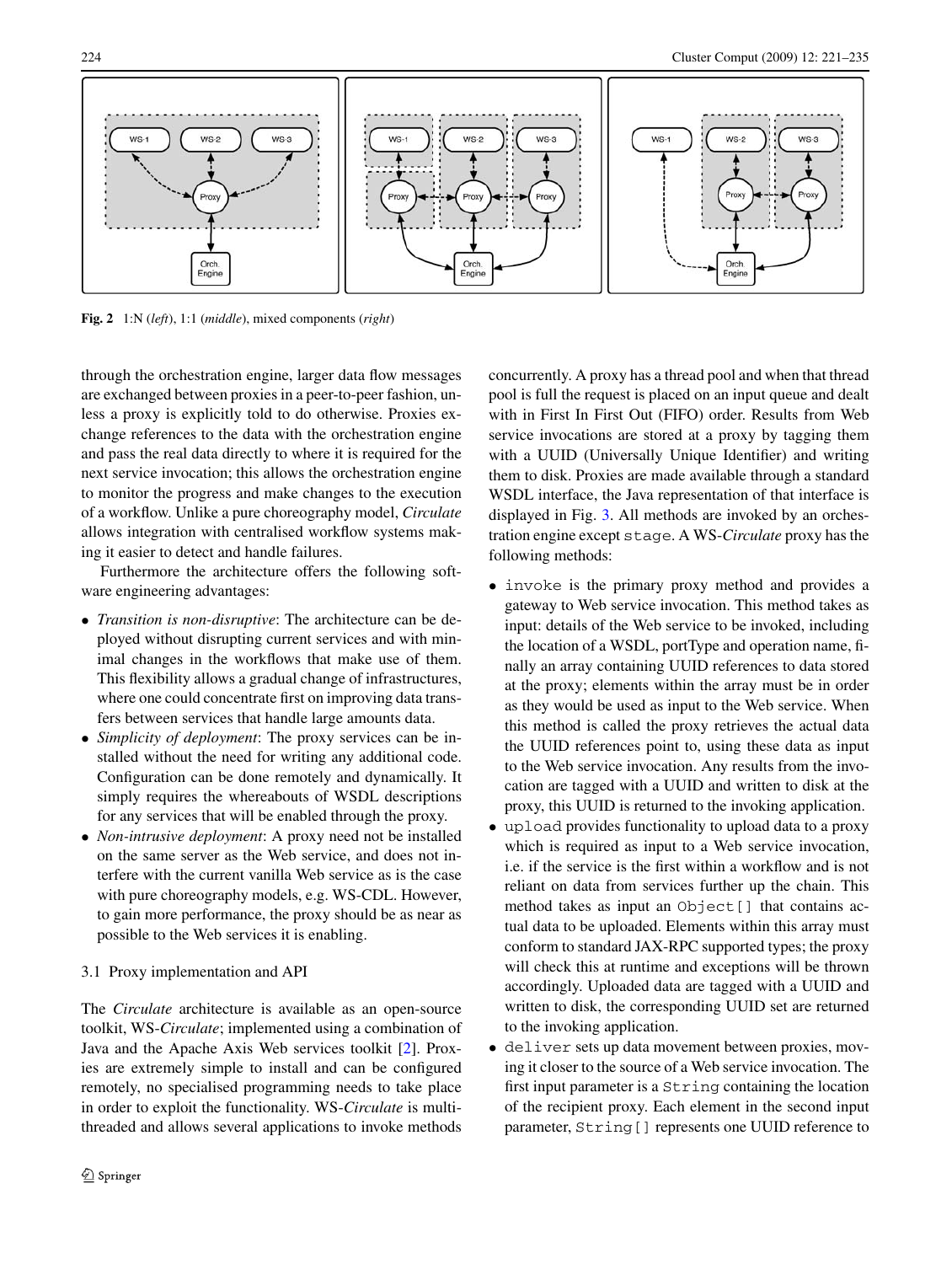**Fig. 2** 1:N (*left*), 1:1 (*middle*), mixed components (*right*)

through the orchestration engine, larger data flow messages are exchanged between proxies in a peer-to-peer fashion, unless a proxy is explicitly told to do otherwise. Proxies exchange references to the data with the orchestration engine and pass the real data directly to where it is required for the next service invocation; this allows the orchestration engine to monitor the progress and make changes to the execution of a workflow. Unlike a pure choreography model, *Circulate* allows integration with centralised workflow systems making it easier to detect and handle failures.

Furthermore the architecture offers the following software engineering advantages:

- *Transition is non-disruptive*: The architecture can be deployed without disrupting current services and with minimal changes in the workflows that make use of them. This flexibility allows a gradual change of infrastructures, where one could concentrate first on improving data transfers between services that handle large amounts data.
- *Simplicity of deployment*: The proxy services can be installed without the need for writing any additional code. Configuration can be done remotely and dynamically. It simply requires the whereabouts of WSDL descriptions for any services that will be enabled through the proxy.
- *Non-intrusive deployment*: A proxy need not be installed on the same server as the Web service, and does not interfere with the current vanilla Web service as is the case with pure choreography models, e.g. WS-CDL. However, to gain more performance, the proxy should be as near as possible to the Web services it is enabling.

### 3.1 Proxy implementation and API

The *Circulate* architecture is available as an open-source toolkit, WS-*Circulate*; implemented using a combination of Java and the Apache Axis Web services toolkit [2]. Proxies are extremely simple to install and can be configured remotely, no specialised programming needs to take place in order to exploit the functionality. WS-*Circulate* is multi-threaded and allows several applications to invoke methods concurrently. A proxy has a thread pool and when that thread pool is full the request is placed on an input queue and dealt with in First In First Out (FIFO) order. Results from Web service invocations are stored at a proxy by tagging them with a UUID (Universally Unique Identifier) and writing them to disk. Proxies are made available through a standard WSDL interface, the Java representation of that interface is displayed in Fig. 3. All methods are invoked by an orchestration engine except `stage`. A WS-*Circulate* proxy has the following methods:

- `invoke` is the primary proxy method and provides a gateway to Web service invocation. This method takes as input: details of the Web service to be invoked, including the location of a WSDL, portType and operation name, finally an array containing UUID references to data stored at the proxy; elements within the array must be in order as they would be used as input to the Web service. When this method is called the proxy retrieves the actual data the UUID references point to, using these data as input to the Web service invocation. Any results from the invocation are tagged with a UUID and written to disk at the proxy, this UUID is returned to the invoking application.
- `upload` provides functionality to upload data to a proxy which is required as input to a Web service invocation, i.e. if the service is the first within a workflow and is not reliant on data from services further up the chain. This method takes as input an `Object[]` that contains actual data to be uploaded. Elements within this array must conform to standard JAX-RPC supported types; the proxy will check this at runtime and exceptions will be thrown accordingly. Uploaded data are tagged with a UUID and written to disk, the corresponding UUID set are returned to the invoking application.
- `deliver` sets up data movement between proxies, moving it closer to the source of a Web service invocation. The first input parameter is a `String` containing the location of the recipient proxy. Each element in the second input parameter, `String[]` represents one UUID reference to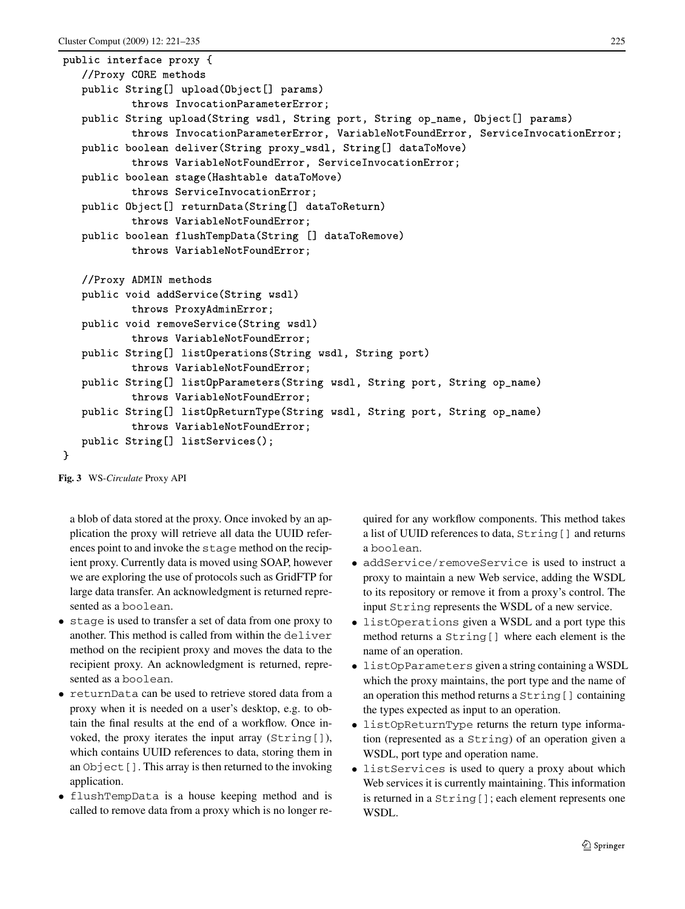```java
public interface proxy {
   //Proxy CORE methods
   public String[] upload(Object[] params)
           throws InvocationParameterError;
   public String upload(String wsdl, String port, String op_name, Object[] params)
           throws InvocationParameterError, VariableNotFoundError, ServiceInvocationError;
   public boolean deliver(String proxy_wsdl, String[] dataToMove)
           throws VariableNotFoundError, ServiceInvocationError;
   public boolean stage(Hashtable dataToMove)
           throws ServiceInvocationError;
   public Object[] returnData(String[] dataToReturn)
           throws VariableNotFoundError;
   public boolean flushTempData(String [] dataToRemove)
           throws VariableNotFoundError;

   //Proxy ADMIN methods
   public void addService(String wsdl)
           throws ProxyAdminError;
   public void removeService(String wsdl)
           throws VariableNotFoundError;
   public String[] listOperations(String wsdl, String port)
           throws VariableNotFoundError;
   public String[] listOpParameters(String wsdl, String port, String op_name)
           throws VariableNotFoundError;
   public String[] listOpReturnType(String wsdl, String port, String op_name)
           throws VariableNotFoundError;
   public String[] listServices();
}
```

**Fig. 3** WS-*Circulate* Proxy API

a blob of data stored at the proxy. Once invoked by an application the proxy will retrieve all data the UUID references point to and invoke the `stage` method on the recipient proxy. Currently data is moved using SOAP, however we are exploring the use of protocols such as GridFTP for large data transfer. An acknowledgment is returned represented as a `boolean`.

- `stage` is used to transfer a set of data from one proxy to another. This method is called from within the `deliver` method on the recipient proxy and moves the data to the recipient proxy. An acknowledgment is returned, represented as a `boolean`.
- `returnData` can be used to retrieve stored data from a proxy when it is needed on a user's desktop, e.g. to obtain the final results at the end of a workflow. Once invoked, the proxy iterates the input array (`String[]`), which contains UUID references to data, storing them in an `Object[]`. This array is then returned to the invoking application.
- `flushTempData` is a house keeping method and is called to remove data from a proxy which is no longer required for any workflow components. This method takes a list of UUID references to data, `String[]` and returns a `boolean`.
- `addService/removeService` is used to instruct a proxy to maintain a new Web service, adding the WSDL to its repository or remove it from a proxy's control. The input `String` represents the WSDL of a new service.
- `listOperations` given a WSDL and a port type this method returns a `String[]` where each element is the name of an operation.
- `listOpParameters` given a string containing a WSDL which the proxy maintains, the port type and the name of an operation this method returns a `String[]` containing the types expected as input to an operation.
- `listOpReturnType` returns the return type information (represented as a `String`) of an operation given a WSDL, port type and operation name.
- `listServices` is used to query a proxy about which Web services it is currently maintaining. This information is returned in a `String[]`; each element represents one WSDL.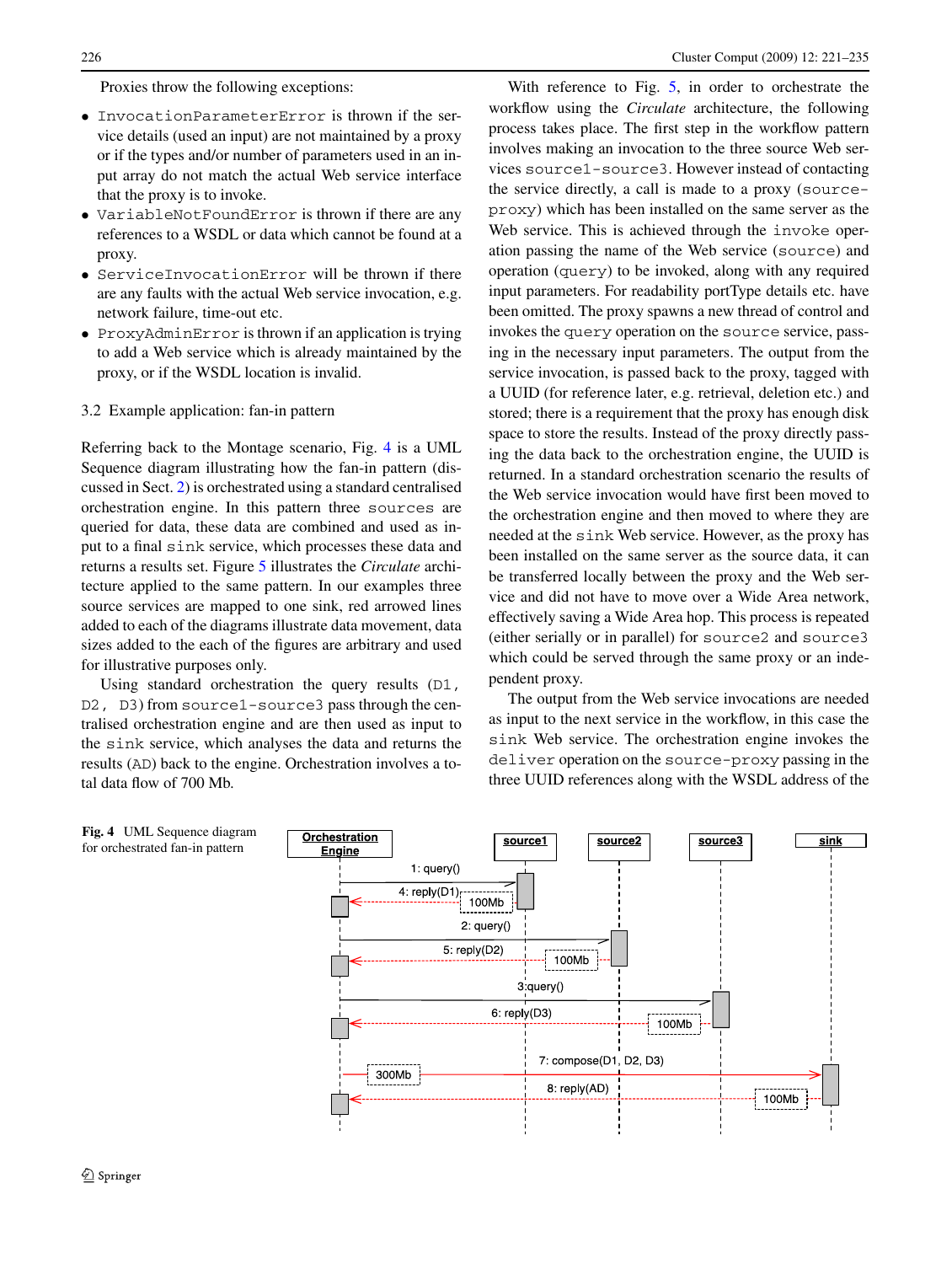Proxies throw the following exceptions:

- `InvocationParameterError` is thrown if the service details (used an input) are not maintained by a proxy or if the types and/or number of parameters used in an input array do not match the actual Web service interface that the proxy is to invoke.
- `VariableNotFoundError` is thrown if there are any references to a WSDL or data which cannot be found at a proxy.
- `ServiceInvocationError` will be thrown if there are any faults with the actual Web service invocation, e.g. network failure, time-out etc.
- `ProxyAdminError` is thrown if an application is trying to add a Web service which is already maintained by the proxy, or if the WSDL location is invalid.

### 3.2 Example application: fan-in pattern

Referring back to the Montage scenario, Fig. 4 is a UML Sequence diagram illustrating how the fan-in pattern (discussed in Sect. 2) is orchestrated using a standard centralised orchestration engine. In this pattern three `sources` are queried for data, these data are combined and used as input to a final `sink` service, which processes these data and returns a results set. Figure 5 illustrates the *Circulate* architecture applied to the same pattern. In our examples three source services are mapped to one sink, red arrowed lines added to each of the diagrams illustrate data movement, data sizes added to the each of the figures are arbitrary and used for illustrative purposes only.

Using standard orchestration the query results (`D1, D2, D3`) from `source1-source3` pass through the centralised orchestration engine and are then used as input to the `sink` service, which analyses the data and returns the results (`AD`) back to the engine. Orchestration involves a total data flow of 700 Mb.

With reference to Fig. 5, in order to orchestrate the workflow using the *Circulate* architecture, the following process takes place. The first step in the workflow pattern involves making an invocation to the three source Web services `source1-source3`. However instead of contacting the service directly, a call is made to a proxy (`source-proxy`) which has been installed on the same server as the Web service. This is achieved through the `invoke` operation passing the name of the Web service (`source`) and operation (`query`) to be invoked, along with any required input parameters. For readability portType details etc. have been omitted. The proxy spawns a new thread of control and invokes the `query` operation on the `source` service, passing in the necessary input parameters. The output from the service invocation, is passed back to the proxy, tagged with a UUID (for reference later, e.g. retrieval, deletion etc.) and stored; there is a requirement that the proxy has enough disk space to store the results. Instead of the proxy directly passing the data back to the orchestration engine, the UUID is returned. In a standard orchestration scenario the results of the Web service invocation would have first been moved to the orchestration engine and then moved to where they are needed at the `sink` Web service. However, as the proxy has been installed on the same server as the source data, it can be transferred locally between the proxy and the Web service and did not have to move over a Wide Area network, effectively saving a Wide Area hop. This process is repeated (either serially or in parallel) for `source2` and `source3` which could be served through the same proxy or an independent proxy.

The output from the Web service invocations are needed as input to the next service in the workflow, in this case the `sink` Web service. The orchestration engine invokes the `deliver` operation on the `source-proxy` passing in the three UUID references along with the WSDL address of the

**Fig. 4** UML Sequence diagram for orchestrated fan-in pattern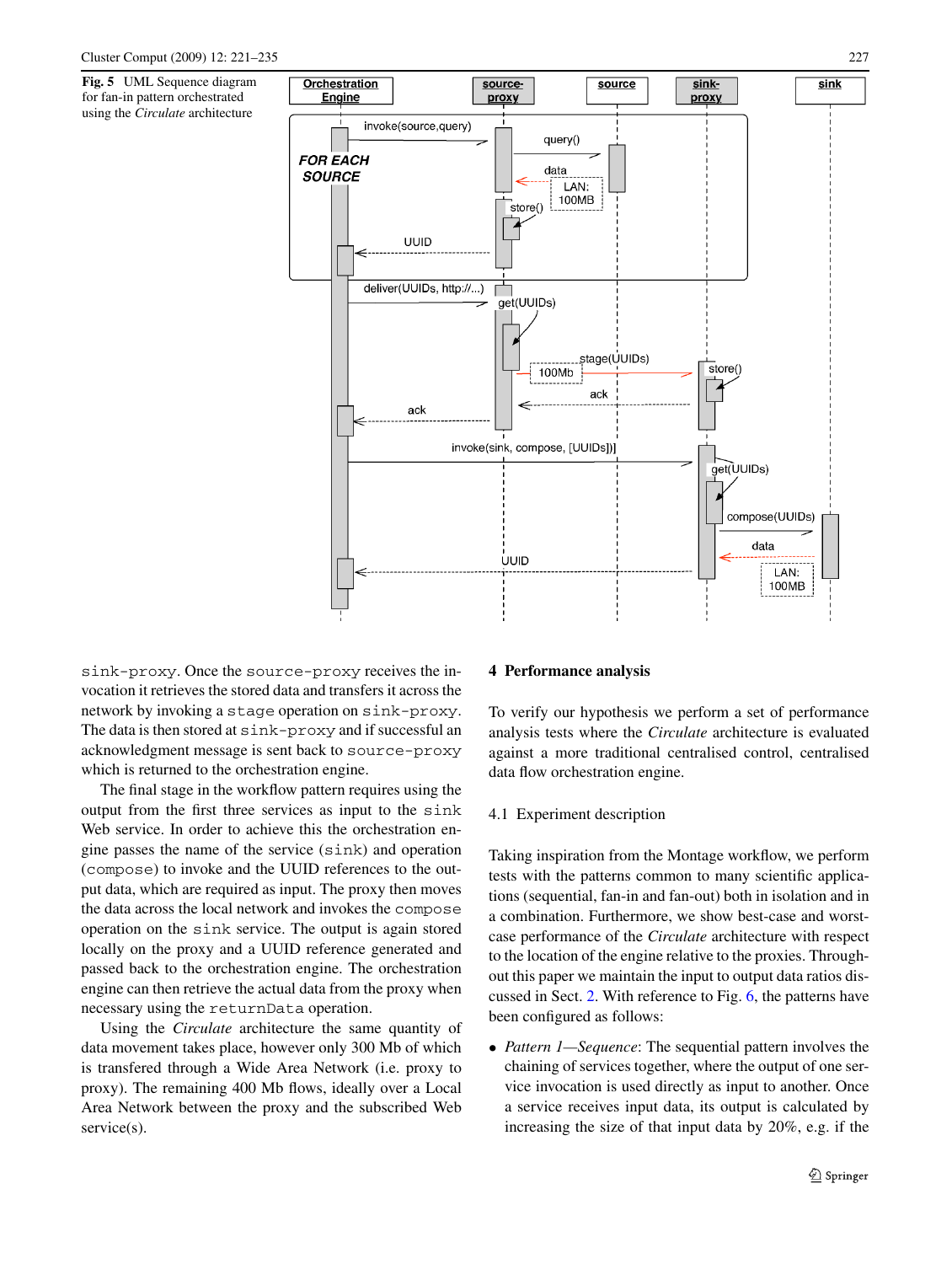Fig. 5 UML Sequence diagram for fan-in pattern orchestrated using the *Circulate* architecture

sink-proxy. Once the source-proxy receives the invocation it retrieves the stored data and transfers it across the network by invoking a stage operation on sink-proxy. The data is then stored at sink-proxy and if successful an acknowledgment message is sent back to source-proxy which is returned to the orchestration engine.

The final stage in the workflow pattern requires using the output from the first three services as input to the sink Web service. In order to achieve this the orchestration engine passes the name of the service (sink) and operation (compose) to invoke and the UUID references to the output data, which are required as input. The proxy then moves the data across the local network and invokes the compose operation on the sink service. The output is again stored locally on the proxy and a UUID reference generated and passed back to the orchestration engine. The orchestration engine can then retrieve the actual data from the proxy when necessary using the returnData operation.

Using the *Circulate* architecture the same quantity of data movement takes place, however only 300 Mb of which is transfered through a Wide Area Network (i.e. proxy to proxy). The remaining 400 Mb flows, ideally over a Local Area Network between the proxy and the subscribed Web service(s).

## 4 Performance analysis

To verify our hypothesis we perform a set of performance analysis tests where the *Circulate* architecture is evaluated against a more traditional centralised control, centralised data flow orchestration engine.

### 4.1 Experiment description

Taking inspiration from the Montage workflow, we perform tests with the patterns common to many scientific applications (sequential, fan-in and fan-out) both in isolation and in a combination. Furthermore, we show best-case and worst-case performance of the *Circulate* architecture with respect to the location of the engine relative to the proxies. Throughout this paper we maintain the input to output data ratios discussed in Sect. 2. With reference to Fig. 6, the patterns have been configured as follows:

- *Pattern 1—Sequence*: The sequential pattern involves the chaining of services together, where the output of one service invocation is used directly as input to another. Once a service receives input data, its output is calculated by increasing the size of that input data by 20%, e.g. if the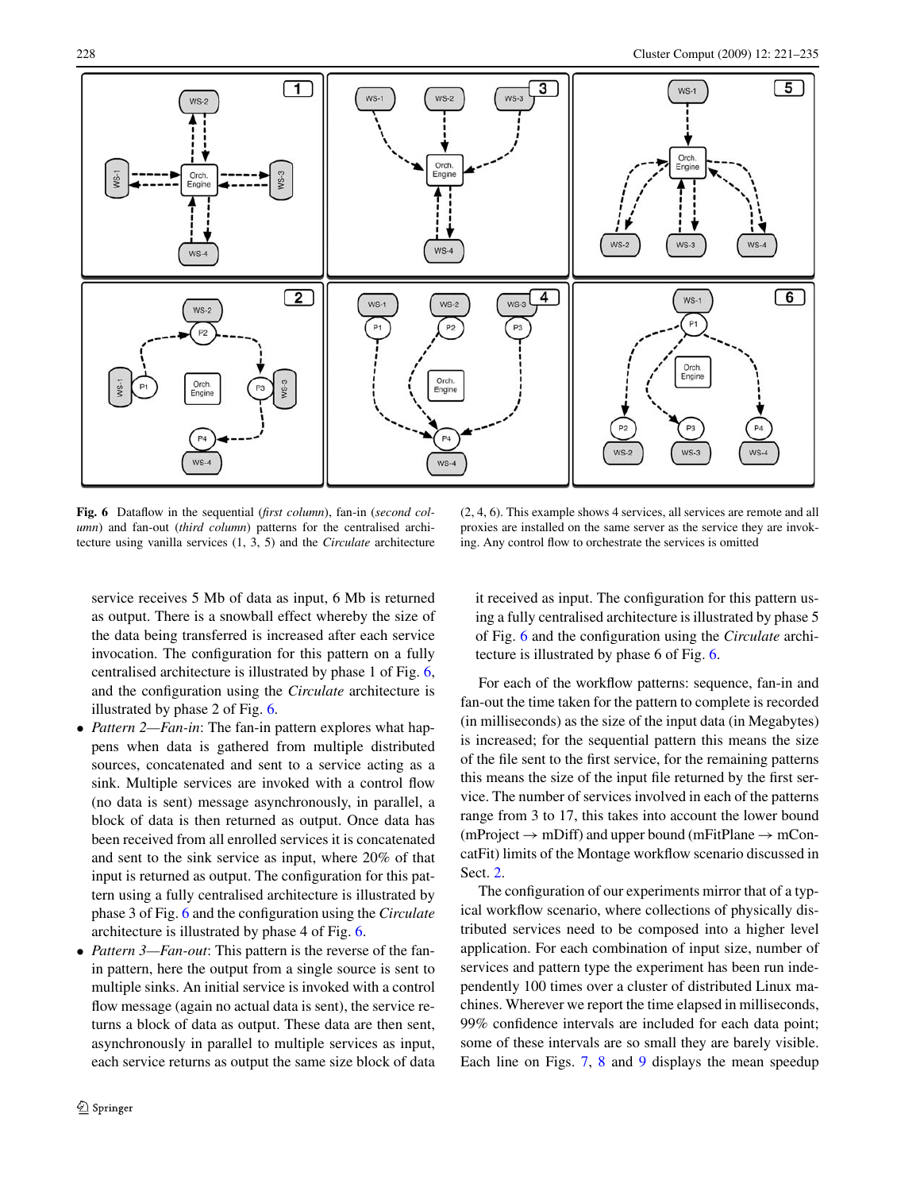**Fig. 6** Dataflow in the sequential (*first column*), fan-in (*second column*) and fan-out (*third column*) patterns for the centralised architecture using vanilla services (1, 3, 5) and the *Circulate* architecture (2, 4, 6). This example shows 4 services, all services are remote and all proxies are installed on the same server as the service they are invoking. Any control flow to orchestrate the services is omitted

service receives 5 Mb of data as input, 6 Mb is returned as output. There is a snowball effect whereby the size of the data being transferred is increased after each service invocation. The configuration for this pattern on a fully centralised architecture is illustrated by phase 1 of Fig. 6, and the configuration using the *Circulate* architecture is illustrated by phase 2 of Fig. 6.

- *Pattern 2—Fan-in*: The fan-in pattern explores what happens when data is gathered from multiple distributed sources, concatenated and sent to a service acting as a sink. Multiple services are invoked with a control flow (no data is sent) message asynchronously, in parallel, a block of data is then returned as output. Once data has been received from all enrolled services it is concatenated and sent to the sink service as input, where 20% of that input is returned as output. The configuration for this pattern using a fully centralised architecture is illustrated by phase 3 of Fig. 6 and the configuration using the *Circulate* architecture is illustrated by phase 4 of Fig. 6.
- *Pattern 3—Fan-out*: This pattern is the reverse of the fan-in pattern, here the output from a single source is sent to multiple sinks. An initial service is invoked with a control flow message (again no actual data is sent), the service returns a block of data as output. These data are then sent, asynchronously in parallel to multiple services as input, each service returns as output the same size block of data it received as input. The configuration for this pattern using a fully centralised architecture is illustrated by phase 5 of Fig. 6 and the configuration using the *Circulate* architecture is illustrated by phase 6 of Fig. 6.

For each of the workflow patterns: sequence, fan-in and fan-out the time taken for the pattern to complete is recorded (in milliseconds) as the size of the input data (in Megabytes) is increased; for the sequential pattern this means the size of the file sent to the first service, for the remaining patterns this means the size of the input file returned by the first service. The number of services involved in each of the patterns range from 3 to 17, this takes into account the lower bound (mProject → mDiff) and upper bound (mFitPlane → mConcatFit) limits of the Montage workflow scenario discussed in Sect. 2.

The configuration of our experiments mirror that of a typical workflow scenario, where collections of physically distributed services need to be composed into a higher level application. For each combination of input size, number of services and pattern type the experiment has been run independently 100 times over a cluster of distributed Linux machines. Wherever we report the time elapsed in milliseconds, 99% confidence intervals are included for each data point; some of these intervals are so small they are barely visible. Each line on Figs. 7, 8 and 9 displays the mean speedup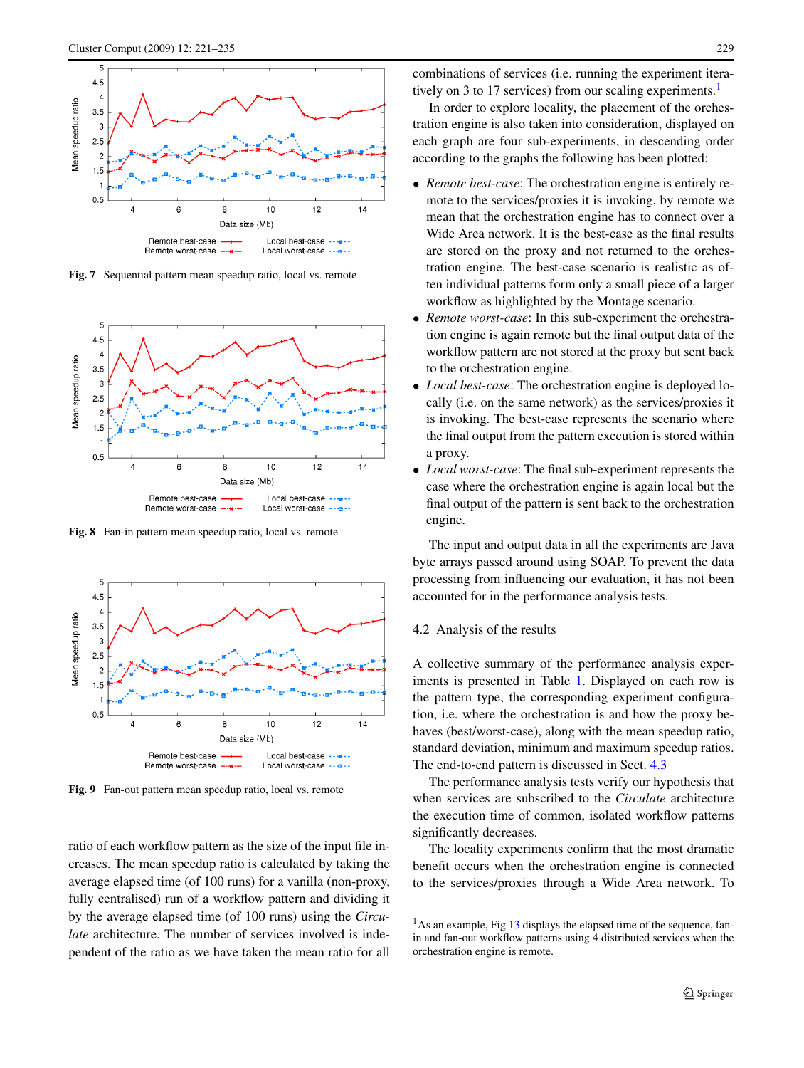Fig. 7 Sequential pattern mean speedup ratio, local vs. remote

Fig. 8 Fan-in pattern mean speedup ratio, local vs. remote

Fig. 9 Fan-out pattern mean speedup ratio, local vs. remote

ratio of each workflow pattern as the size of the input file increases. The mean speedup ratio is calculated by taking the average elapsed time (of 100 runs) for a vanilla (non-proxy, fully centralised) run of a workflow pattern and dividing it by the average elapsed time (of 100 runs) using the *Circulate* architecture. The number of services involved is independent of the ratio as we have taken the mean ratio for all combinations of services (i.e. running the experiment iteratively on 3 to 17 services) from our scaling experiments.[1]

In order to explore locality, the placement of the orchestration engine is also taken into consideration, displayed on each graph are four sub-experiments, in descending order according to the graphs the following has been plotted:

- *Remote best-case*: The orchestration engine is entirely remote to the services/proxies it is invoking, by remote we mean that the orchestration engine has to connect over a Wide Area network. It is the best-case as the final results are stored on the proxy and not returned to the orchestration engine. The best-case scenario is realistic as often individual patterns form only a small piece of a larger workflow as highlighted by the Montage scenario.
- *Remote worst-case*: In this sub-experiment the orchestration engine is again remote but the final output data of the workflow pattern are not stored at the proxy but sent back to the orchestration engine.
- *Local best-case*: The orchestration engine is deployed locally (i.e. on the same network) as the services/proxies it is invoking. The best-case represents the scenario where the final output from the pattern execution is stored within a proxy.
- *Local worst-case*: The final sub-experiment represents the case where the orchestration engine is again local but the final output of the pattern is sent back to the orchestration engine.

The input and output data in all the experiments are Java byte arrays passed around using SOAP. To prevent the data processing from influencing our evaluation, it has not been accounted for in the performance analysis tests.

### 4.2 Analysis of the results

A collective summary of the performance analysis experiments is presented in Table 1. Displayed on each row is the pattern type, the corresponding experiment configuration, i.e. where the orchestration is and how the proxy behaves (best/worst-case), along with the mean speedup ratio, standard deviation, minimum and maximum speedup ratios. The end-to-end pattern is discussed in Sect. 4.3

The performance analysis tests verify our hypothesis that when services are subscribed to the *Circulate* architecture the execution time of common, isolated workflow patterns significantly decreases.

The locality experiments confirm that the most dramatic benefit occurs when the orchestration engine is connected to the services/proxies through a Wide Area network. To

[1] As an example, Fig 13 displays the elapsed time of the sequence, fan-in and fan-out workflow patterns using 4 distributed services when the orchestration engine is remote.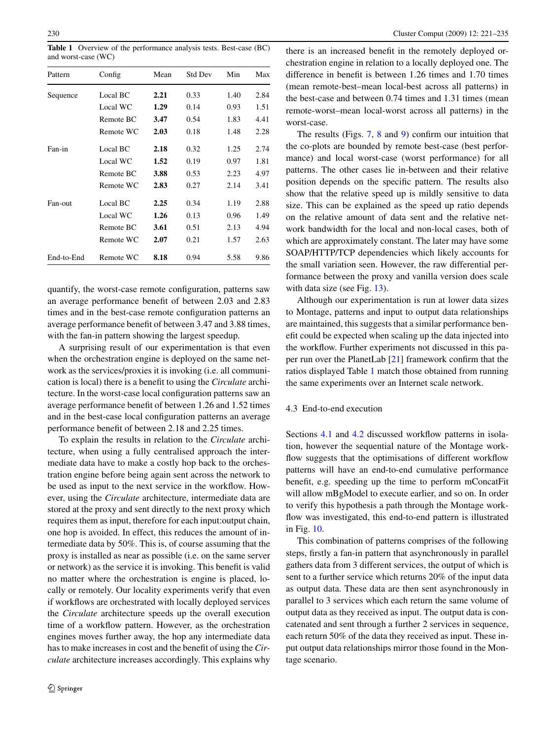**Table 1** Overview of the performance analysis tests. Best-case (BC) and worst-case (WC)

| Pattern | Config | Mean | Std Dev | Min | Max |
|---|---|---|---|---|---|
| Sequence | Local BC | **2.21** | 0.33 | 1.40 | 2.84 |
| | Local WC | **1.29** | 0.14 | 0.93 | 1.51 |
| | Remote BC | **3.47** | 0.54 | 1.83 | 4.41 |
| | Remote WC | **2.03** | 0.18 | 1.48 | 2.28 |
| Fan-in | Local BC | **2.18** | 0.32 | 1.25 | 2.74 |
| | Local WC | **1.52** | 0.19 | 0.97 | 1.81 |
| | Remote BC | **3.88** | 0.53 | 2.23 | 4.97 |
| | Remote WC | **2.83** | 0.27 | 2.14 | 3.41 |
| Fan-out | Local BC | **2.25** | 0.34 | 1.19 | 2.88 |
| | Local WC | **1.26** | 0.13 | 0.96 | 1.49 |
| | Remote BC | **3.61** | 0.51 | 2.13 | 4.94 |
| | Remote WC | **2.07** | 0.21 | 1.57 | 2.63 |
| End-to-End | Remote WC | **8.18** | 0.94 | 5.58 | 9.86 |

quantify, the worst-case remote configuration, patterns saw an average performance benefit of between 2.03 and 2.83 times and in the best-case remote configuration patterns an average performance benefit of between 3.47 and 3.88 times, with the fan-in pattern showing the largest speedup.

A surprising result of our experimentation is that even when the orchestration engine is deployed on the same network as the services/proxies it is invoking (i.e. all communication is local) there is a benefit to using the *Circulate* architecture. In the worst-case local configuration patterns saw an average performance benefit of between 1.26 and 1.52 times and in the best-case local configuration patterns an average performance benefit of between 2.18 and 2.25 times.

To explain the results in relation to the *Circulate* architecture, when using a fully centralised approach the intermediate data have to make a costly hop back to the orchestration engine before being again sent across the network to be used as input to the next service in the workflow. However, using the *Circulate* architecture, intermediate data are stored at the proxy and sent directly to the next proxy which requires them as input, therefore for each input:output chain, one hop is avoided. In effect, this reduces the amount of intermediate data by 50%. This is, of course assuming that the proxy is installed as near as possible (i.e. on the same server or network) as the service it is invoking. This benefit is valid no matter where the orchestration is engine is placed, locally or remotely. Our locality experiments verify that even if workflows are orchestrated with locally deployed services the *Circulate* architecture speeds up the overall execution time of a workflow pattern. However, as the orchestration engines moves further away, the hop any intermediate data has to make increases in cost and the benefit of using the *Circulate* architecture increases accordingly. This explains why there is an increased benefit in the remotely deployed orchestration engine in relation to a locally deployed one. The difference in benefit is between 1.26 times and 1.70 times (mean remote-best–mean local-best across all patterns) in the best-case and between 0.74 times and 1.31 times (mean remote-worst–mean local-worst across all patterns) in the worst-case.

The results (Figs. 7, 8 and 9) confirm our intuition that the co-plots are bounded by remote best-case (best performance) and local worst-case (worst performance) for all patterns. The other cases lie in-between and their relative position depends on the specific pattern. The results also show that the relative speed up is mildly sensitive to data size. This can be explained as the speed up ratio depends on the relative amount of data sent and the relative network bandwidth for the local and non-local cases, both of which are approximately constant. The later may have some SOAP/HTTP/TCP dependencies which likely accounts for the small variation seen. However, the raw differential performance between the proxy and vanilla version does scale with data size (see Fig. 13).

Although our experimentation is run at lower data sizes to Montage, patterns and input to output data relationships are maintained, this suggests that a similar performance benefit could be expected when scaling up the data injected into the workflow. Further experiments not discussed in this paper run over the PlanetLab [21] framework confirm that the ratios displayed Table 1 match those obtained from running the same experiments over an Internet scale network.

### 4.3 End-to-end execution

Sections 4.1 and 4.2 discussed workflow patterns in isolation, however the sequential nature of the Montage workflow suggests that the optimisations of different workflow patterns will have an end-to-end cumulative performance benefit, e.g. speeding up the time to perform mConcatFit will allow mBgModel to execute earlier, and so on. In order to verify this hypothesis a path through the Montage workflow was investigated, this end-to-end pattern is illustrated in Fig. 10.

This combination of patterns comprises of the following steps, firstly a fan-in pattern that asynchronously in parallel gathers data from 3 different services, the output of which is sent to a further service which returns 20% of the input data as output data. These data are then sent asynchronously in parallel to 3 services which each return the same volume of output data as they received as input. The output data is concatenated and sent through a further 2 services in sequence, each return 50% of the data they received as input. These input output data relationships mirror those found in the Montage scenario.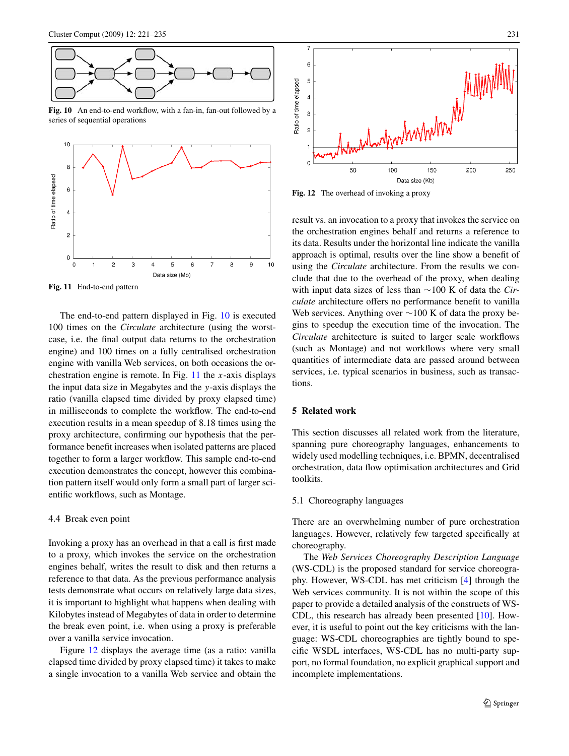Fig. 10 An end-to-end workflow, with a fan-in, fan-out followed by a series of sequential operations

Fig. 11 End-to-end pattern

The end-to-end pattern displayed in Fig. 10 is executed 100 times on the *Circulate* architecture (using the worst-case, i.e. the final output data returns to the orchestration engine) and 100 times on a fully centralised orchestration engine with vanilla Web services, on both occasions the orchestration engine is remote. In Fig. 11 the $x$-axis displays the input data size in Megabytes and the $y$-axis displays the ratio (vanilla elapsed time divided by proxy elapsed time) in milliseconds to complete the workflow. The end-to-end execution results in a mean speedup of 8.18 times using the proxy architecture, confirming our hypothesis that the performance benefit increases when isolated patterns are placed together to form a larger workflow. This sample end-to-end execution demonstrates the concept, however this combination pattern itself would only form a small part of larger scientific workflows, such as Montage.

### 4.4 Break even point

Invoking a proxy has an overhead in that a call is first made to a proxy, which invokes the service on the orchestration engines behalf, writes the result to disk and then returns a reference to that data. As the previous performance analysis tests demonstrate what occurs on relatively large data sizes, it is important to highlight what happens when dealing with Kilobytes instead of Megabytes of data in order to determine the break even point, i.e. when using a proxy is preferable over a vanilla service invocation.

Figure 12 displays the average time (as a ratio: vanilla elapsed time divided by proxy elapsed time) it takes to make a single invocation to a vanilla Web service and obtain the result vs. an invocation to a proxy that invokes the service on the orchestration engines behalf and returns a reference to its data. Results under the horizontal line indicate the vanilla approach is optimal, results over the line show a benefit of using the *Circulate* architecture. From the results we conclude that due to the overhead of the proxy, when dealing with input data sizes of less than ∼100 K of data the *Circulate* architecture offers no performance benefit to vanilla Web services. Anything over ∼100 K of data the proxy begins to speedup the execution time of the invocation. The *Circulate* architecture is suited to larger scale workflows (such as Montage) and not workflows where very small quantities of intermediate data are passed around between services, i.e. typical scenarios in business, such as transactions.

Fig. 12 The overhead of invoking a proxy

## 5 Related work

This section discusses all related work from the literature, spanning pure choreography languages, enhancements to widely used modelling techniques, i.e. BPMN, decentralised orchestration, data flow optimisation architectures and Grid toolkits.

### 5.1 Choreography languages

There are an overwhelming number of pure orchestration languages. However, relatively few targeted specifically at choreography.

The *Web Services Choreography Description Language* (WS-CDL) is the proposed standard for service choreography. However, WS-CDL has met criticism [4] through the Web services community. It is not within the scope of this paper to provide a detailed analysis of the constructs of WS-CDL, this research has already been presented [10]. However, it is useful to point out the key criticisms with the language: WS-CDL choreographies are tightly bound to specific WSDL interfaces, WS-CDL has no multi-party support, no formal foundation, no explicit graphical support and incomplete implementations.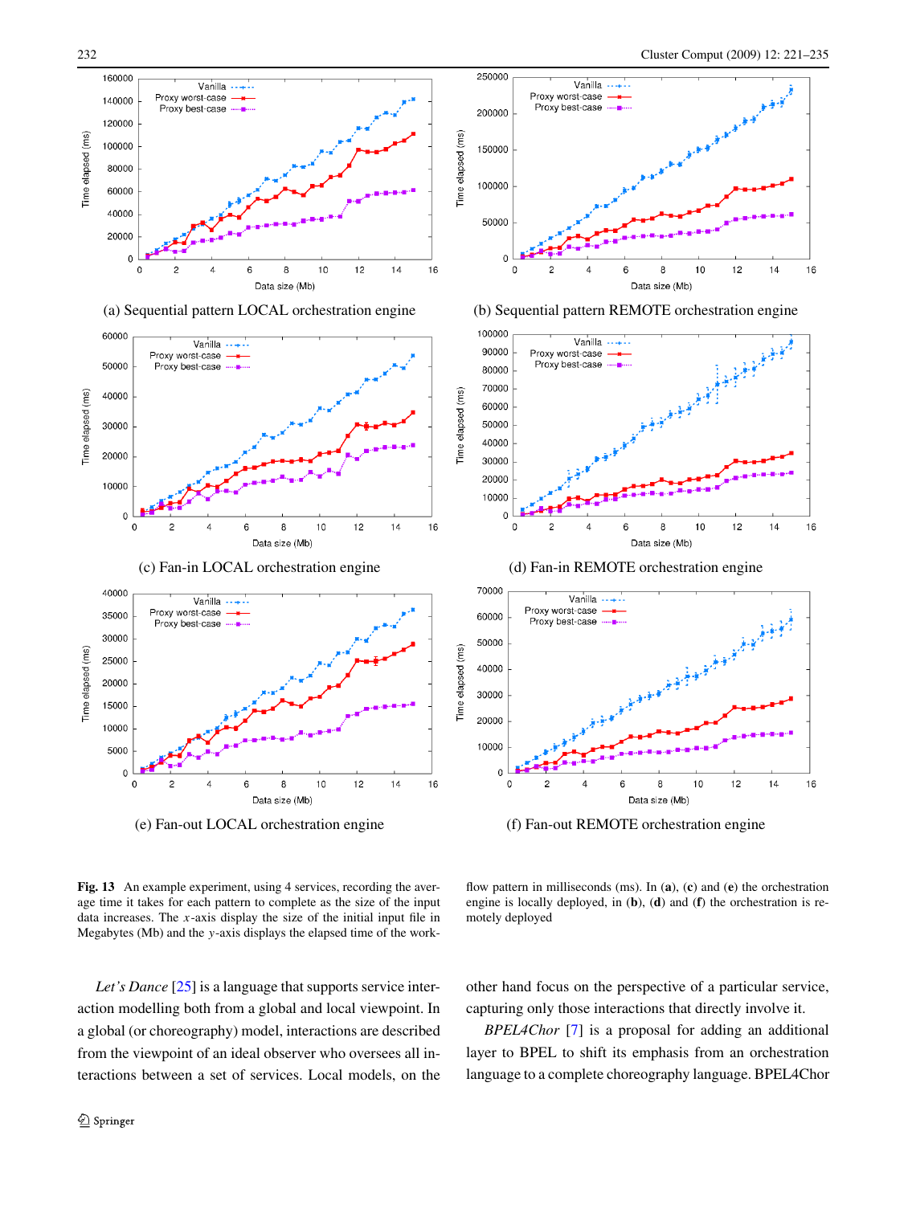(a) Sequential pattern LOCAL orchestration engine

(b) Sequential pattern REMOTE orchestration engine

(c) Fan-in LOCAL orchestration engine

(d) Fan-in REMOTE orchestration engine

(e) Fan-out LOCAL orchestration engine

(f) Fan-out REMOTE orchestration engine

**Fig. 13** An example experiment, using 4 services, recording the average time it takes for each pattern to complete as the size of the input data increases. The $x$-axis display the size of the initial input file in Megabytes (Mb) and the $y$-axis displays the elapsed time of the workflow pattern in milliseconds (ms). In (**a**), (**c**) and (**e**) the orchestration engine is locally deployed, in (**b**), (**d**) and (**f**) the orchestration is remotely deployed

*Let's Dance* [25] is a language that supports service interaction modelling both from a global and local viewpoint. In a global (or choreography) model, interactions are described from the viewpoint of an ideal observer who oversees all interactions between a set of services. Local models, on the other hand focus on the perspective of a particular service, capturing only those interactions that directly involve it.

*BPEL4Chor* [7] is a proposal for adding an additional layer to BPEL to shift its emphasis from an orchestration language to a complete choreography language. BPEL4Chor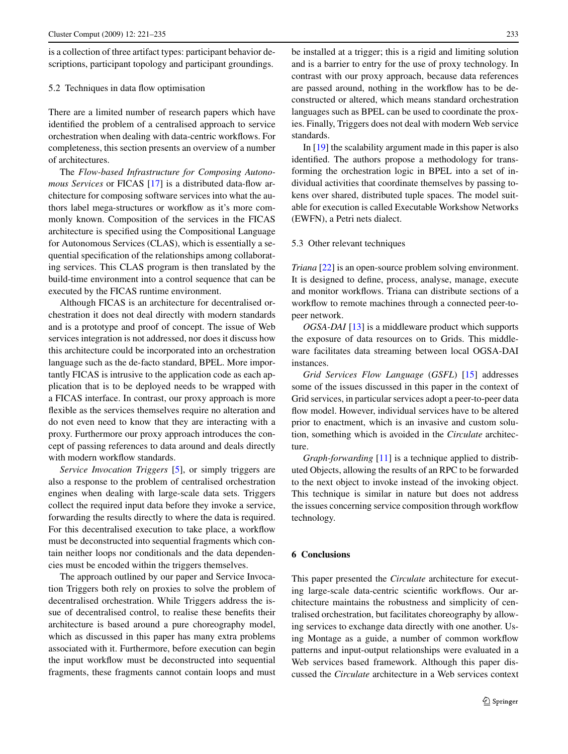is a collection of three artifact types: participant behavior descriptions, participant topology and participant groundings.

### 5.2 Techniques in data flow optimisation

There are a limited number of research papers which have identified the problem of a centralised approach to service orchestration when dealing with data-centric workflows. For completeness, this section presents an overview of a number of architectures.

The *Flow-based Infrastructure for Composing Autonomous Services* or FICAS [17] is a distributed data-flow architecture for composing software services into what the authors label mega-structures or workflow as it's more commonly known. Composition of the services in the FICAS architecture is specified using the Compositional Language for Autonomous Services (CLAS), which is essentially a sequential specification of the relationships among collaborating services. This CLAS program is then translated by the build-time environment into a control sequence that can be executed by the FICAS runtime environment.

Although FICAS is an architecture for decentralised orchestration it does not deal directly with modern standards and is a prototype and proof of concept. The issue of Web services integration is not addressed, nor does it discuss how this architecture could be incorporated into an orchestration language such as the de-facto standard, BPEL. More importantly FICAS is intrusive to the application code as each application that is to be deployed needs to be wrapped with a FICAS interface. In contrast, our proxy approach is more flexible as the services themselves require no alteration and do not even need to know that they are interacting with a proxy. Furthermore our proxy approach introduces the concept of passing references to data around and deals directly with modern workflow standards.

*Service Invocation Triggers* [5], or simply triggers are also a response to the problem of centralised orchestration engines when dealing with large-scale data sets. Triggers collect the required input data before they invoke a service, forwarding the results directly to where the data is required. For this decentralised execution to take place, a workflow must be deconstructed into sequential fragments which contain neither loops nor conditionals and the data dependencies must be encoded within the triggers themselves.

The approach outlined by our paper and Service Invocation Triggers both rely on proxies to solve the problem of decentralised orchestration. While Triggers address the issue of decentralised control, to realise these benefits their architecture is based around a pure choreography model, which as discussed in this paper has many extra problems associated with it. Furthermore, before execution can begin the input workflow must be deconstructed into sequential fragments, these fragments cannot contain loops and must be installed at a trigger; this is a rigid and limiting solution and is a barrier to entry for the use of proxy technology. In contrast with our proxy approach, because data references are passed around, nothing in the workflow has to be deconstructed or altered, which means standard orchestration languages such as BPEL can be used to coordinate the proxies. Finally, Triggers does not deal with modern Web service standards.

In [19] the scalability argument made in this paper is also identified. The authors propose a methodology for transforming the orchestration logic in BPEL into a set of individual activities that coordinate themselves by passing tokens over shared, distributed tuple spaces. The model suitable for execution is called Executable Workshow Networks (EWFN), a Petri nets dialect.

### 5.3 Other relevant techniques

*Triana* [22] is an open-source problem solving environment. It is designed to define, process, analyse, manage, execute and monitor workflows. Triana can distribute sections of a workflow to remote machines through a connected peer-to-peer network.

*OGSA-DAI* [13] is a middleware product which supports the exposure of data resources on to Grids. This middleware facilitates data streaming between local OGSA-DAI instances.

*Grid Services Flow Language* (*GSFL*) [15] addresses some of the issues discussed in this paper in the context of Grid services, in particular services adopt a peer-to-peer data flow model. However, individual services have to be altered prior to enactment, which is an invasive and custom solution, something which is avoided in the *Circulate* architecture.

*Graph-forwarding* [11] is a technique applied to distributed Objects, allowing the results of an RPC to be forwarded to the next object to invoke instead of the invoking object. This technique is similar in nature but does not address the issues concerning service composition through workflow technology.

## 6 Conclusions

This paper presented the *Circulate* architecture for executing large-scale data-centric scientific workflows. Our architecture maintains the robustness and simplicity of centralised orchestration, but facilitates choreography by allowing services to exchange data directly with one another. Using Montage as a guide, a number of common workflow patterns and input-output relationships were evaluated in a Web services based framework. Although this paper discussed the *Circulate* architecture in a Web services context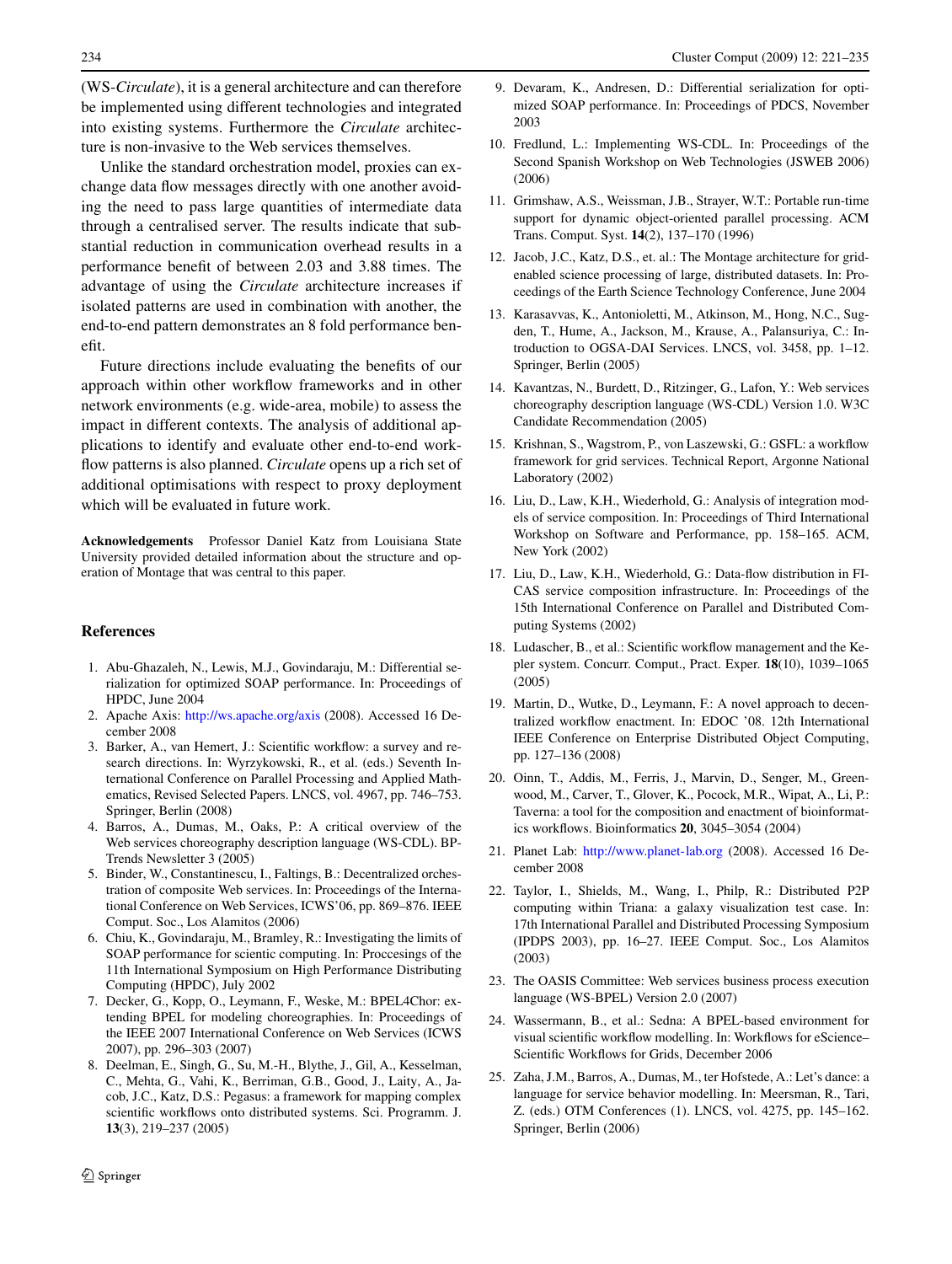(WS-*Circulate*), it is a general architecture and can therefore be implemented using different technologies and integrated into existing systems. Furthermore the *Circulate* architecture is non-invasive to the Web services themselves.

Unlike the standard orchestration model, proxies can exchange data flow messages directly with one another avoiding the need to pass large quantities of intermediate data through a centralised server. The results indicate that substantial reduction in communication overhead results in a performance benefit of between 2.03 and 3.88 times. The advantage of using the *Circulate* architecture increases if isolated patterns are used in combination with another, the end-to-end pattern demonstrates an 8 fold performance benefit.

Future directions include evaluating the benefits of our approach within other workflow frameworks and in other network environments (e.g. wide-area, mobile) to assess the impact in different contexts. The analysis of additional applications to identify and evaluate other end-to-end workflow patterns is also planned. *Circulate* opens up a rich set of additional optimisations with respect to proxy deployment which will be evaluated in future work.

**Acknowledgements** Professor Daniel Katz from Louisiana State University provided detailed information about the structure and operation of Montage that was central to this paper.

## References

1. Abu-Ghazaleh, N., Lewis, M.J., Govindaraju, M.: Differential serialization for optimized SOAP performance. In: Proceedings of HPDC, June 2004
2. Apache Axis: http://ws.apache.org/axis (2008). Accessed 16 December 2008
3. Barker, A., van Hemert, J.: Scientific workflow: a survey and research directions. In: Wyrzykowski, R., et al. (eds.) Seventh International Conference on Parallel Processing and Applied Mathematics, Revised Selected Papers. LNCS, vol. 4967, pp. 746–753. Springer, Berlin (2008)
4. Barros, A., Dumas, M., Oaks, P.: A critical overview of the Web services choreography description language (WS-CDL). BPTrends Newsletter 3 (2005)
5. Binder, W., Constantinescu, I., Faltings, B.: Decentralized orchestration of composite Web services. In: Proceedings of the International Conference on Web Services, ICWS'06, pp. 869–876. IEEE Comput. Soc., Los Alamitos (2006)
6. Chiu, K., Govindaraju, M., Bramley, R.: Investigating the limits of SOAP performance for scientic computing. In: Proccesings of the 11th International Symposium on High Performance Distributing Computing (HPDC), July 2002
7. Decker, G., Kopp, O., Leymann, F., Weske, M.: BPEL4Chor: extending BPEL for modeling choreographies. In: Proceedings of the IEEE 2007 International Conference on Web Services (ICWS 2007), pp. 296–303 (2007)
8. Deelman, E., Singh, G., Su, M.-H., Blythe, J., Gil, A., Kesselman, C., Mehta, G., Vahi, K., Berriman, G.B., Good, J., Laity, A., Jacob, J.C., Katz, D.S.: Pegasus: a framework for mapping complex scientific workflows onto distributed systems. Sci. Programm. J. **13**(3), 219–237 (2005)
9. Devaram, K., Andresen, D.: Differential serialization for optimized SOAP performance. In: Proceedings of PDCS, November 2003
10. Fredlund, L.: Implementing WS-CDL. In: Proceedings of the Second Spanish Workshop on Web Technologies (JSWEB 2006) (2006)
11. Grimshaw, A.S., Weissman, J.B., Strayer, W.T.: Portable run-time support for dynamic object-oriented parallel processing. ACM Trans. Comput. Syst. **14**(2), 137–170 (1996)
12. Jacob, J.C., Katz, D.S., et. al.: The Montage architecture for grid-enabled science processing of large, distributed datasets. In: Proceedings of the Earth Science Technology Conference, June 2004
13. Karasavvas, K., Antonioletti, M., Atkinson, M., Hong, N.C., Sugden, T., Hume, A., Jackson, M., Krause, A., Palansuriya, C.: Introduction to OGSA-DAI Services. LNCS, vol. 3458, pp. 1–12. Springer, Berlin (2005)
14. Kavantzas, N., Burdett, D., Ritzinger, G., Lafon, Y.: Web services choreography description language (WS-CDL) Version 1.0. W3C Candidate Recommendation (2005)
15. Krishnan, S., Wagstrom, P., von Laszewski, G.: GSFL: a workflow framework for grid services. Technical Report, Argonne National Laboratory (2002)
16. Liu, D., Law, K.H., Wiederhold, G.: Analysis of integration models of service composition. In: Proceedings of Third International Workshop on Software and Performance, pp. 158–165. ACM, New York (2002)
17. Liu, D., Law, K.H., Wiederhold, G.: Data-flow distribution in FICAS service composition infrastructure. In: Proceedings of the 15th International Conference on Parallel and Distributed Computing Systems (2002)
18. Ludascher, B., et al.: Scientific workflow management and the Kepler system. Concurr. Comput., Pract. Exper. **18**(10), 1039–1065 (2005)
19. Martin, D., Wutke, D., Leymann, F.: A novel approach to decentralized workflow enactment. In: EDOC '08. 12th International IEEE Conference on Enterprise Distributed Object Computing, pp. 127–136 (2008)
20. Oinn, T., Addis, M., Ferris, J., Marvin, D., Senger, M., Greenwood, M., Carver, T., Glover, K., Pocock, M.R., Wipat, A., Li, P.: Taverna: a tool for the composition and enactment of bioinformatics workflows. Bioinformatics **20**, 3045–3054 (2004)
21. Planet Lab: http://www.planet-lab.org (2008). Accessed 16 December 2008
22. Taylor, I., Shields, M., Wang, I., Philp, R.: Distributed P2P computing within Triana: a galaxy visualization test case. In: 17th International Parallel and Distributed Processing Symposium (IPDPS 2003), pp. 16–27. IEEE Comput. Soc., Los Alamitos (2003)
23. The OASIS Committee: Web services business process execution language (WS-BPEL) Version 2.0 (2007)
24. Wassermann, B., et al.: Sedna: A BPEL-based environment for visual scientific workflow modelling. In: Workflows for eScience–Scientific Workflows for Grids, December 2006
25. Zaha, J.M., Barros, A., Dumas, M., ter Hofstede, A.: Let's dance: a language for service behavior modelling. In: Meersman, R., Tari, Z. (eds.) OTM Conferences (1). LNCS, vol. 4275, pp. 145–162. Springer, Berlin (2006)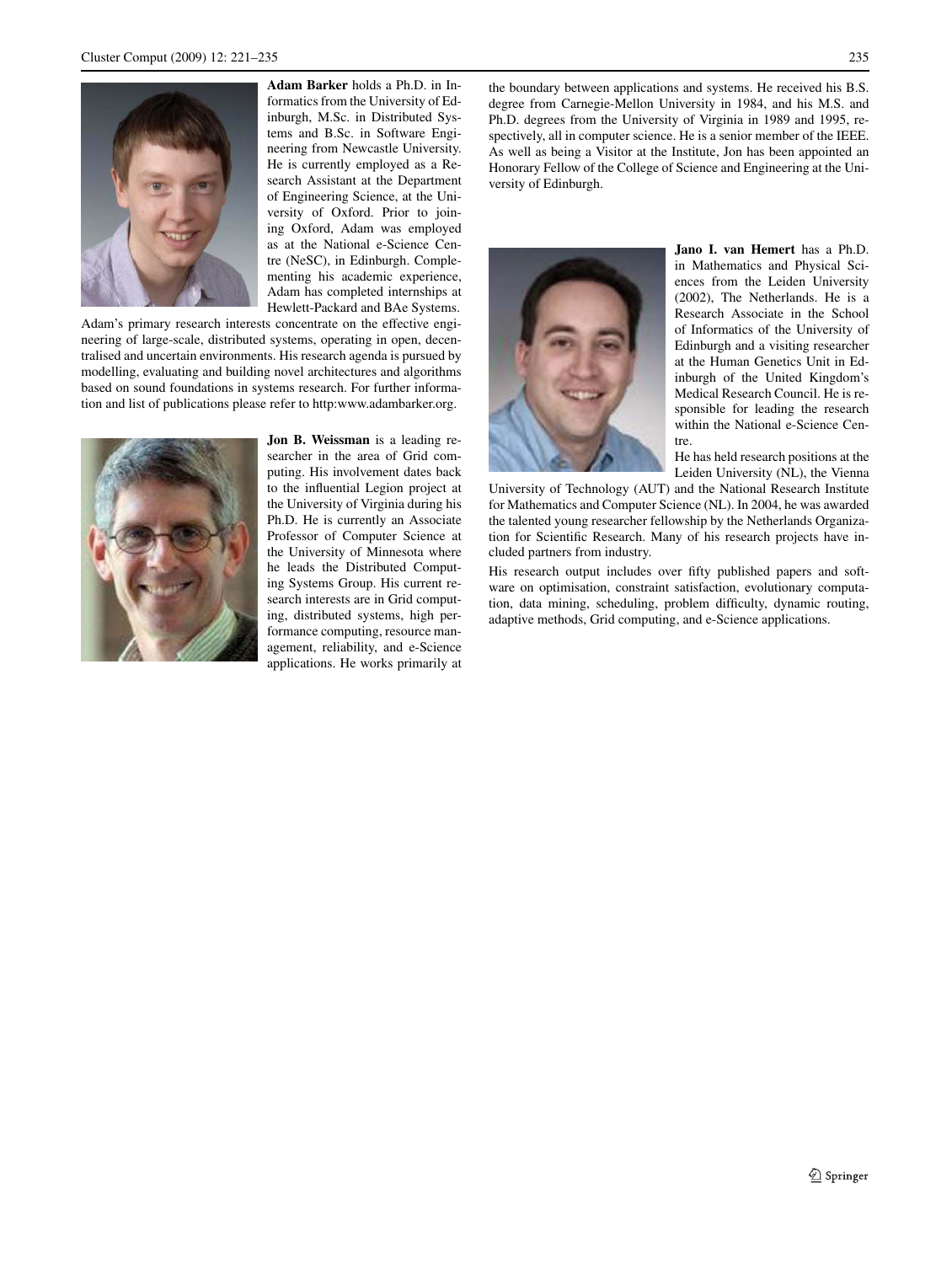**Adam Barker** holds a Ph.D. in Informatics from the University of Edinburgh, M.Sc. in Distributed Systems and B.Sc. in Software Engineering from Newcastle University. He is currently employed as a Research Assistant at the Department of Engineering Science, at the University of Oxford. Prior to joining Oxford, Adam was employed as at the National e-Science Centre (NeSC), in Edinburgh. Complementing his academic experience, Adam has completed internships at Hewlett-Packard and BAe Systems. Adam's primary research interests concentrate on the effective engineering of large-scale, distributed systems, operating in open, decentralised and uncertain environments. His research agenda is pursued by modelling, evaluating and building novel architectures and algorithms based on sound foundations in systems research. For further information and list of publications please refer to http:www.adambarker.org.

**Jon B. Weissman** is a leading researcher in the area of Grid computing. His involvement dates back to the influential Legion project at the University of Virginia during his Ph.D. He is currently an Associate Professor of Computer Science at the University of Minnesota where he leads the Distributed Computing Systems Group. His current research interests are in Grid computing, distributed systems, high performance computing, resource management, reliability, and e-Science applications. He works primarily at the boundary between applications and systems. He received his B.S. degree from Carnegie-Mellon University in 1984, and his M.S. and Ph.D. degrees from the University of Virginia in 1989 and 1995, respectively, all in computer science. He is a senior member of the IEEE. As well as being a Visitor at the Institute, Jon has been appointed an Honorary Fellow of the College of Science and Engineering at the University of Edinburgh.

**Jano I. van Hemert** has a Ph.D. in Mathematics and Physical Sciences from the Leiden University (2002), The Netherlands. He is a Research Associate in the School of Informatics of the University of Edinburgh and a visiting researcher at the Human Genetics Unit in Edinburgh of the United Kingdom's Medical Research Council. He is responsible for leading the research within the National e-Science Centre.

He has held research positions at the Leiden University (NL), the Vienna University of Technology (AUT) and the National Research Institute for Mathematics and Computer Science (NL). In 2004, he was awarded the talented young researcher fellowship by the Netherlands Organization for Scientific Research. Many of his research projects have included partners from industry.

His research output includes over fifty published papers and software on optimisation, constraint satisfaction, evolutionary computation, data mining, scheduling, problem difficulty, dynamic routing, adaptive methods, Grid computing, and e-Science applications.